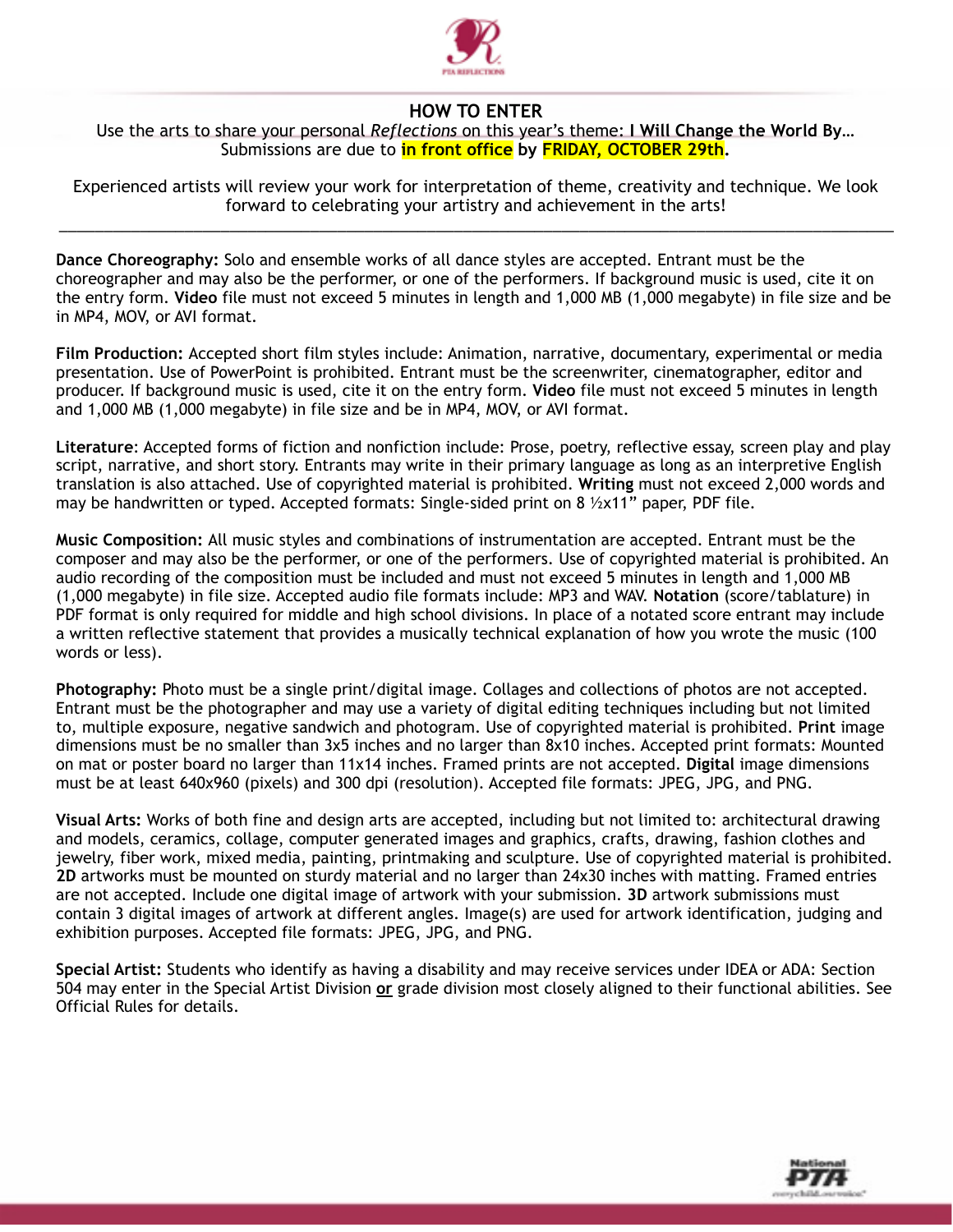## HOW TO ENTER

Use the arts to share your personal *Reflections* on this year's theme: **I Will Change the World By…**
Submissions are due to **in front office** by **FRIDAY, OCTOBER 29th.**

Experienced artists will review your work for interpretation of theme, creativity and technique. We look forward to celebrating your artistry and achievement in the arts!

---

**Dance Choreography:** Solo and ensemble works of all dance styles are accepted. Entrant must be the choreographer and may also be the performer, or one of the performers. If background music is used, cite it on the entry form. **Video** file must not exceed 5 minutes in length and 1,000 MB (1,000 megabyte) in file size and be in MP4, MOV, or AVI format.

**Film Production:** Accepted short film styles include: Animation, narrative, documentary, experimental or media presentation. Use of PowerPoint is prohibited. Entrant must be the screenwriter, cinematographer, editor and producer. If background music is used, cite it on the entry form. **Video** file must not exceed 5 minutes in length and 1,000 MB (1,000 megabyte) in file size and be in MP4, MOV, or AVI format.

**Literature**: Accepted forms of fiction and nonfiction include: Prose, poetry, reflective essay, screen play and play script, narrative, and short story. Entrants may write in their primary language as long as an interpretive English translation is also attached. Use of copyrighted material is prohibited. **Writing** must not exceed 2,000 words and may be handwritten or typed. Accepted formats: Single-sided print on 8 ½x11" paper, PDF file.

**Music Composition:** All music styles and combinations of instrumentation are accepted. Entrant must be the composer and may also be the performer, or one of the performers. Use of copyrighted material is prohibited. An audio recording of the composition must be included and must not exceed 5 minutes in length and 1,000 MB (1,000 megabyte) in file size. Accepted audio file formats include: MP3 and WAV. **Notation** (score/tablature) in PDF format is only required for middle and high school divisions. In place of a notated score entrant may include a written reflective statement that provides a musically technical explanation of how you wrote the music (100 words or less).

**Photography:** Photo must be a single print/digital image. Collages and collections of photos are not accepted. Entrant must be the photographer and may use a variety of digital editing techniques including but not limited to, multiple exposure, negative sandwich and photogram. Use of copyrighted material is prohibited. **Print** image dimensions must be no smaller than 3x5 inches and no larger than 8x10 inches. Accepted print formats: Mounted on mat or poster board no larger than 11x14 inches. Framed prints are not accepted. **Digital** image dimensions must be at least 640x960 (pixels) and 300 dpi (resolution). Accepted file formats: JPEG, JPG, and PNG.

**Visual Arts:** Works of both fine and design arts are accepted, including but not limited to: architectural drawing and models, ceramics, collage, computer generated images and graphics, crafts, drawing, fashion clothes and jewelry, fiber work, mixed media, painting, printmaking and sculpture. Use of copyrighted material is prohibited. **2D** artworks must be mounted on sturdy material and no larger than 24x30 inches with matting. Framed entries are not accepted. Include one digital image of artwork with your submission. **3D** artwork submissions must contain 3 digital images of artwork at different angles. Image(s) are used for artwork identification, judging and exhibition purposes. Accepted file formats: JPEG, JPG, and PNG.

**Special Artist:** Students who identify as having a disability and may receive services under IDEA or ADA: Section 504 may enter in the Special Artist Division **or** grade division most closely aligned to their functional abilities. See Official Rules for details.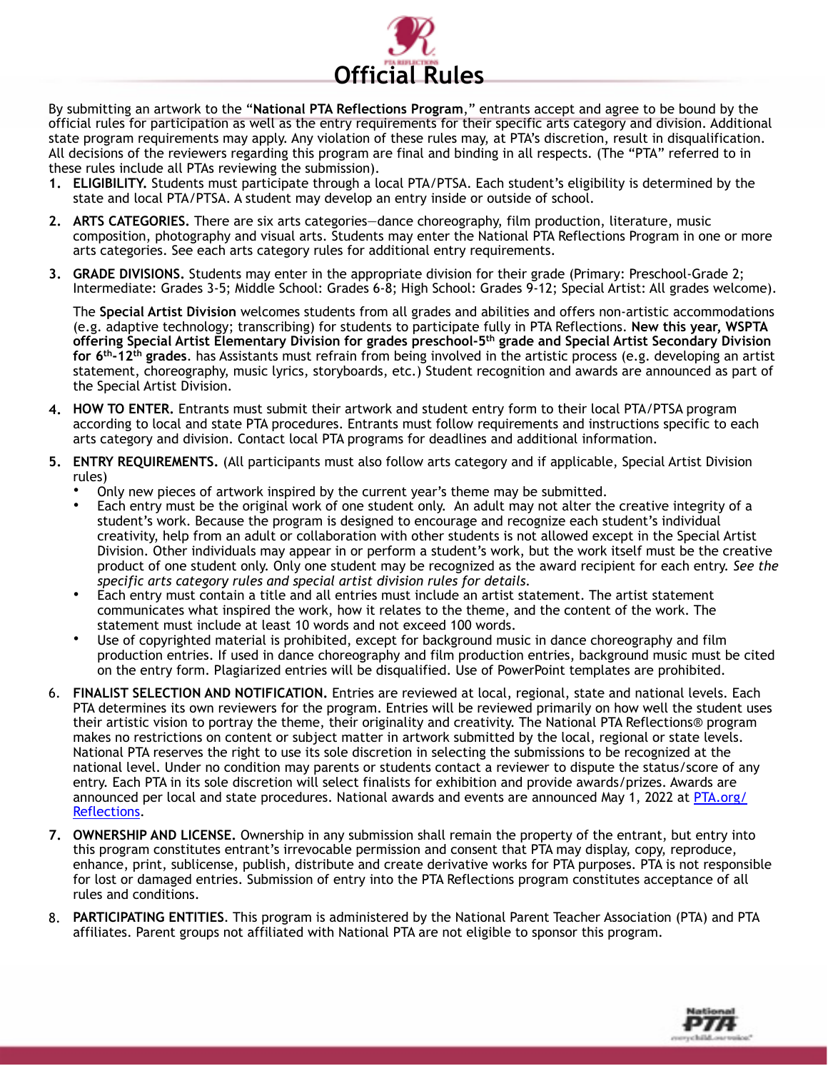# Official Rules

By submitting an artwork to the "**National PTA Reflections Program**," entrants accept and agree to be bound by the official rules for participation as well as the entry requirements for their specific arts category and division. Additional state program requirements may apply. Any violation of these rules may, at PTA's discretion, result in disqualification. All decisions of the reviewers regarding this program are final and binding in all respects. (The "PTA" referred to in these rules include all PTAs reviewing the submission).

1. **ELIGIBILITY.** Students must participate through a local PTA/PTSA. Each student's eligibility is determined by the state and local PTA/PTSA. A student may develop an entry inside or outside of school.

2. **ARTS CATEGORIES.** There are six arts categories—dance choreography, film production, literature, music composition, photography and visual arts. Students may enter the National PTA Reflections Program in one or more arts categories. See each arts category rules for additional entry requirements.

3. **GRADE DIVISIONS.** Students may enter in the appropriate division for their grade (Primary: Preschool-Grade 2; Intermediate: Grades 3-5; Middle School: Grades 6-8; High School: Grades 9-12; Special Artist: All grades welcome).

   The **Special Artist Division** welcomes students from all grades and abilities and offers non-artistic accommodations (e.g. adaptive technology; transcribing) for students to participate fully in PTA Reflections. **New this year, WSPTA offering Special Artist Elementary Division for grades preschool-5th grade and Special Artist Secondary Division for 6th-12th grades**. has Assistants must refrain from being involved in the artistic process (e.g. developing an artist statement, choreography, music lyrics, storyboards, etc.) Student recognition and awards are announced as part of the Special Artist Division.

4. **HOW TO ENTER.** Entrants must submit their artwork and student entry form to their local PTA/PTSA program according to local and state PTA procedures. Entrants must follow requirements and instructions specific to each arts category and division. Contact local PTA programs for deadlines and additional information.

5. **ENTRY REQUIREMENTS.** (All participants must also follow arts category and if applicable, Special Artist Division rules)
   - Only new pieces of artwork inspired by the current year's theme may be submitted.
   - Each entry must be the original work of one student only. An adult may not alter the creative integrity of a student's work. Because the program is designed to encourage and recognize each student's individual creativity, help from an adult or collaboration with other students is not allowed except in the Special Artist Division. Other individuals may appear in or perform a student's work, but the work itself must be the creative product of one student only. Only one student may be recognized as the award recipient for each entry. *See the specific arts category rules and special artist division rules for details.*
   - Each entry must contain a title and all entries must include an artist statement. The artist statement communicates what inspired the work, how it relates to the theme, and the content of the work. The statement must include at least 10 words and not exceed 100 words.
   - Use of copyrighted material is prohibited, except for background music in dance choreography and film production entries. If used in dance choreography and film production entries, background music must be cited on the entry form. Plagiarized entries will be disqualified. Use of PowerPoint templates are prohibited.

6. **FINALIST SELECTION AND NOTIFICATION.** Entries are reviewed at local, regional, state and national levels. Each PTA determines its own reviewers for the program. Entries will be reviewed primarily on how well the student uses their artistic vision to portray the theme, their originality and creativity. The National PTA Reflections® program makes no restrictions on content or subject matter in artwork submitted by the local, regional or state levels. National PTA reserves the right to use its sole discretion in selecting the submissions to be recognized at the national level. Under no condition may parents or students contact a reviewer to dispute the status/score of any entry. Each PTA in its sole discretion will select finalists for exhibition and provide awards/prizes. Awards are announced per local and state procedures. National awards and events are announced May 1, 2022 at [PTA.org/Reflections](PTA.org/Reflections).

7. **OWNERSHIP AND LICENSE.** Ownership in any submission shall remain the property of the entrant, but entry into this program constitutes entrant's irrevocable permission and consent that PTA may display, copy, reproduce, enhance, print, sublicense, publish, distribute and create derivative works for PTA purposes. PTA is not responsible for lost or damaged entries. Submission of entry into the PTA Reflections program constitutes acceptance of all rules and conditions.

8. **PARTICIPATING ENTITIES**. This program is administered by the National Parent Teacher Association (PTA) and PTA affiliates. Parent groups not affiliated with National PTA are not eligible to sponsor this program.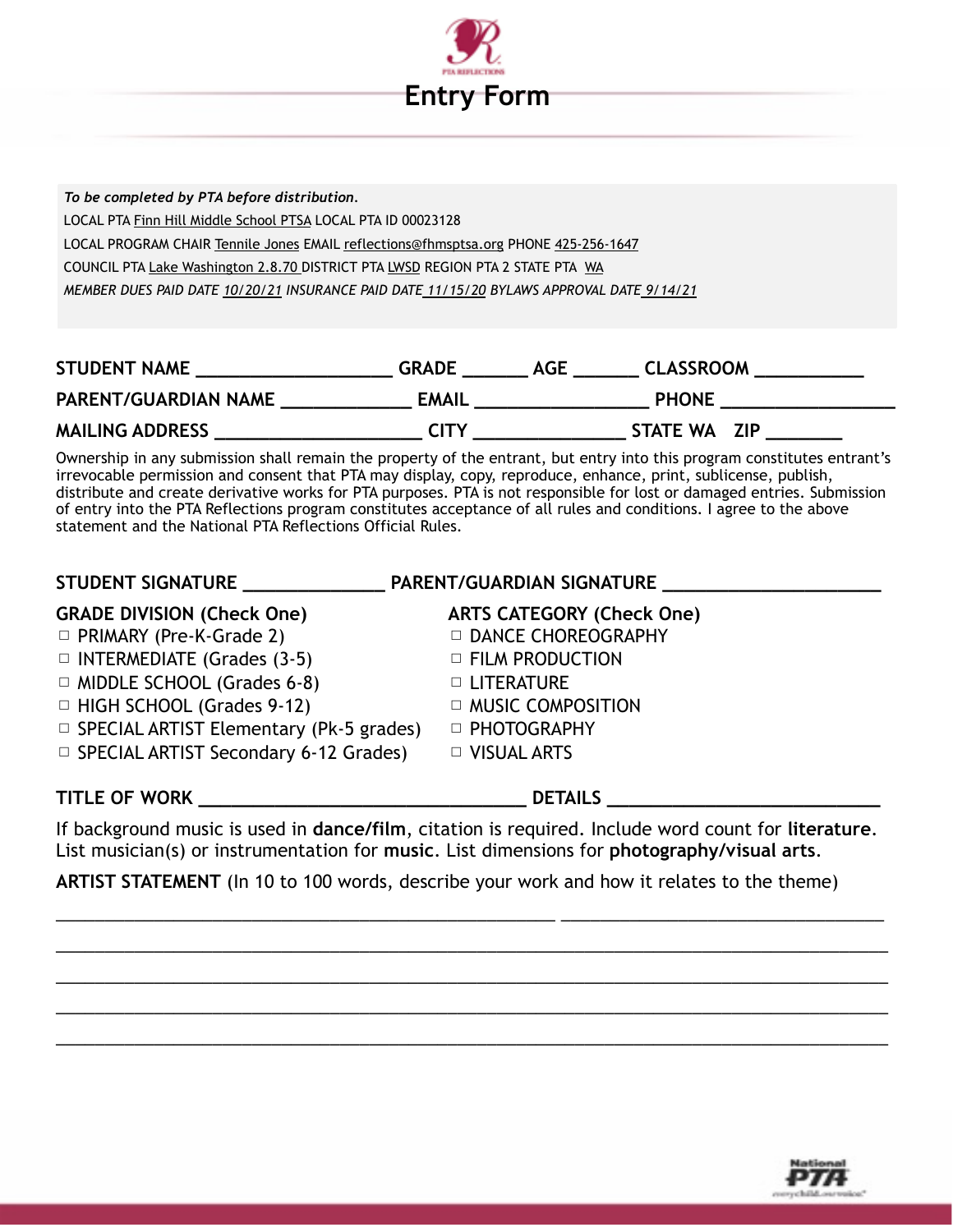# Entry Form

*To be completed by PTA before distribution.*

LOCAL PTA Finn Hill Middle School PTSA LOCAL PTA ID 00023128

LOCAL PROGRAM CHAIR Tennile Jones EMAIL reflections@fhmsptsa.org PHONE 425-256-1647

COUNCIL PTA Lake Washington 2.8.70 DISTRICT PTA LWSD REGION PTA 2 STATE PTA WA

*MEMBER DUES PAID DATE 10/20/21 INSURANCE PAID DATE 11/15/20 BYLAWS APPROVAL DATE 9/14/21*

**STUDENT NAME** ___________________ **GRADE** ______ **AGE** ______ **CLASSROOM** __________

**PARENT/GUARDIAN NAME** _____________ **EMAIL** _________________ **PHONE** _________________

**MAILING ADDRESS** ____________________ **CITY** _______________ **STATE WA ZIP** _______

Ownership in any submission shall remain the property of the entrant, but entry into this program constitutes entrant's irrevocable permission and consent that PTA may display, copy, reproduce, enhance, print, sublicense, publish, distribute and create derivative works for PTA purposes. PTA is not responsible for lost or damaged entries. Submission of entry into the PTA Reflections program constitutes acceptance of all rules and conditions. I agree to the above statement and the National PTA Reflections Official Rules.

**STUDENT SIGNATURE** ______________ **PARENT/GUARDIAN SIGNATURE** _____________________

**GRADE DIVISION (Check One)**

- ☐ PRIMARY (Pre-K-Grade 2)
- ☐ INTERMEDIATE (Grades (3-5)
- ☐ MIDDLE SCHOOL (Grades 6-8)
- ☐ HIGH SCHOOL (Grades 9-12)
- ☐ SPECIAL ARTIST Elementary (Pk-5 grades)
- ☐ SPECIAL ARTIST Secondary 6-12 Grades)

**ARTS CATEGORY (Check One)**

- ☐ DANCE CHOREOGRAPHY
- ☐ FILM PRODUCTION
- ☐ LITERATURE
- ☐ MUSIC COMPOSITION
- ☐ PHOTOGRAPHY
- ☐ VISUAL ARTS

**TITLE OF WORK** ________________________________ **DETAILS** ___________________________

If background music is used in **dance/film**, citation is required. Include word count for **literature**. List musician(s) or instrumentation for **music**. List dimensions for **photography/visual arts**.

**ARTIST STATEMENT** (In 10 to 100 words, describe your work and how it relates to the theme)

_________________________________________________________________________________

_________________________________________________________________________________

_________________________________________________________________________________

_________________________________________________________________________________

_________________________________________________________________________________